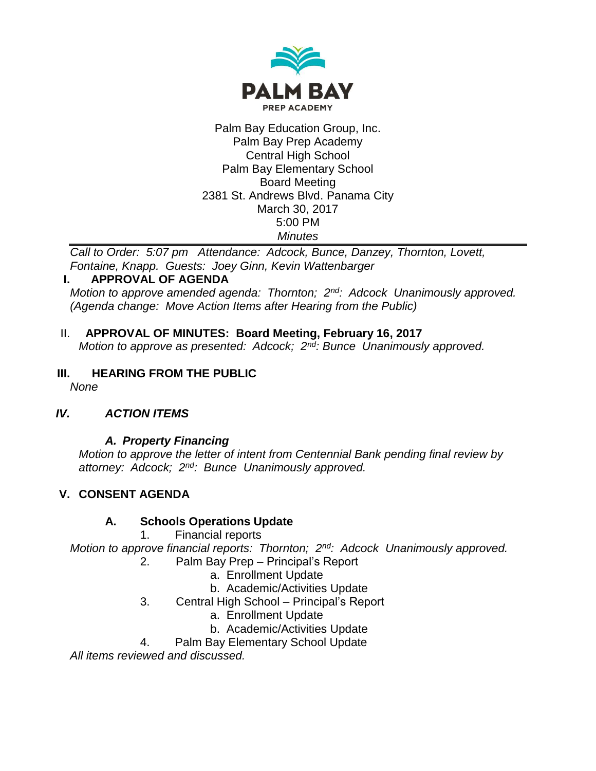PALM BAY

PREP ACADEMY

Palm Bay Education Group, Inc.
Palm Bay Prep Academy
Central High School
Palm Bay Elementary School
Board Meeting
2381 St. Andrews Blvd. Panama City
March 30, 2017
5:00 PM
*Minutes*

---

*Call to Order: 5:07 pm Attendance: Adcock, Bunce, Danzey, Thornton, Lovett, Fontaine, Knapp. Guests: Joey Ginn, Kevin Wattenbarger*

## I. APPROVAL OF AGENDA

*Motion to approve amended agenda: Thornton; 2nd: Adcock Unanimously approved. (Agenda change: Move Action Items after Hearing from the Public)*

## II. APPROVAL OF MINUTES: Board Meeting, February 16, 2017

*Motion to approve as presented: Adcock; 2nd: Bunce Unanimously approved.*

## III. HEARING FROM THE PUBLIC

*None*

## *IV. ACTION ITEMS*

### *A. Property Financing*

*Motion to approve the letter of intent from Centennial Bank pending final review by attorney: Adcock; 2nd: Bunce Unanimously approved.*

## V. CONSENT AGENDA

### A. Schools Operations Update

1. Financial reports

*Motion to approve financial reports: Thornton; 2nd: Adcock Unanimously approved.*

2. Palm Bay Prep – Principal's Report
   a. Enrollment Update
   b. Academic/Activities Update
3. Central High School – Principal's Report
   a. Enrollment Update
   b. Academic/Activities Update
4. Palm Bay Elementary School Update

*All items reviewed and discussed.*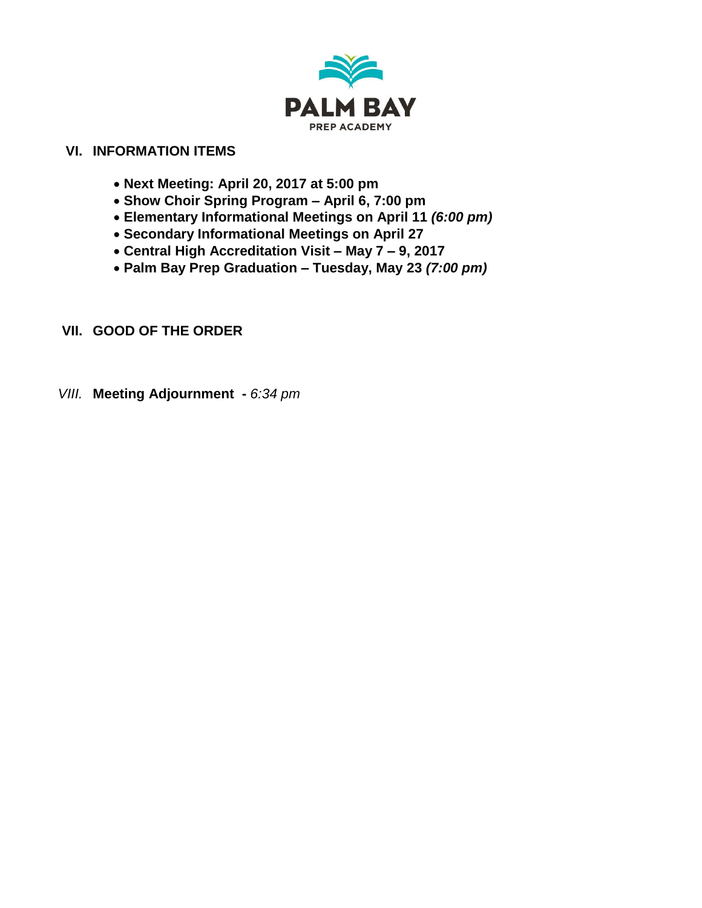PALM BAY
PREP ACADEMY

## VI. INFORMATION ITEMS

- **Next Meeting: April 20, 2017 at 5:00 pm**
- **Show Choir Spring Program – April 6, 7:00 pm**
- **Elementary Informational Meetings on April 11 *(6:00 pm)***
- **Secondary Informational Meetings on April 27**
- **Central High Accreditation Visit – May 7 – 9, 2017**
- **Palm Bay Prep Graduation – Tuesday, May 23 *(7:00 pm)***

## VII. GOOD OF THE ORDER

*VIII.* **Meeting Adjournment -** *6:34 pm*